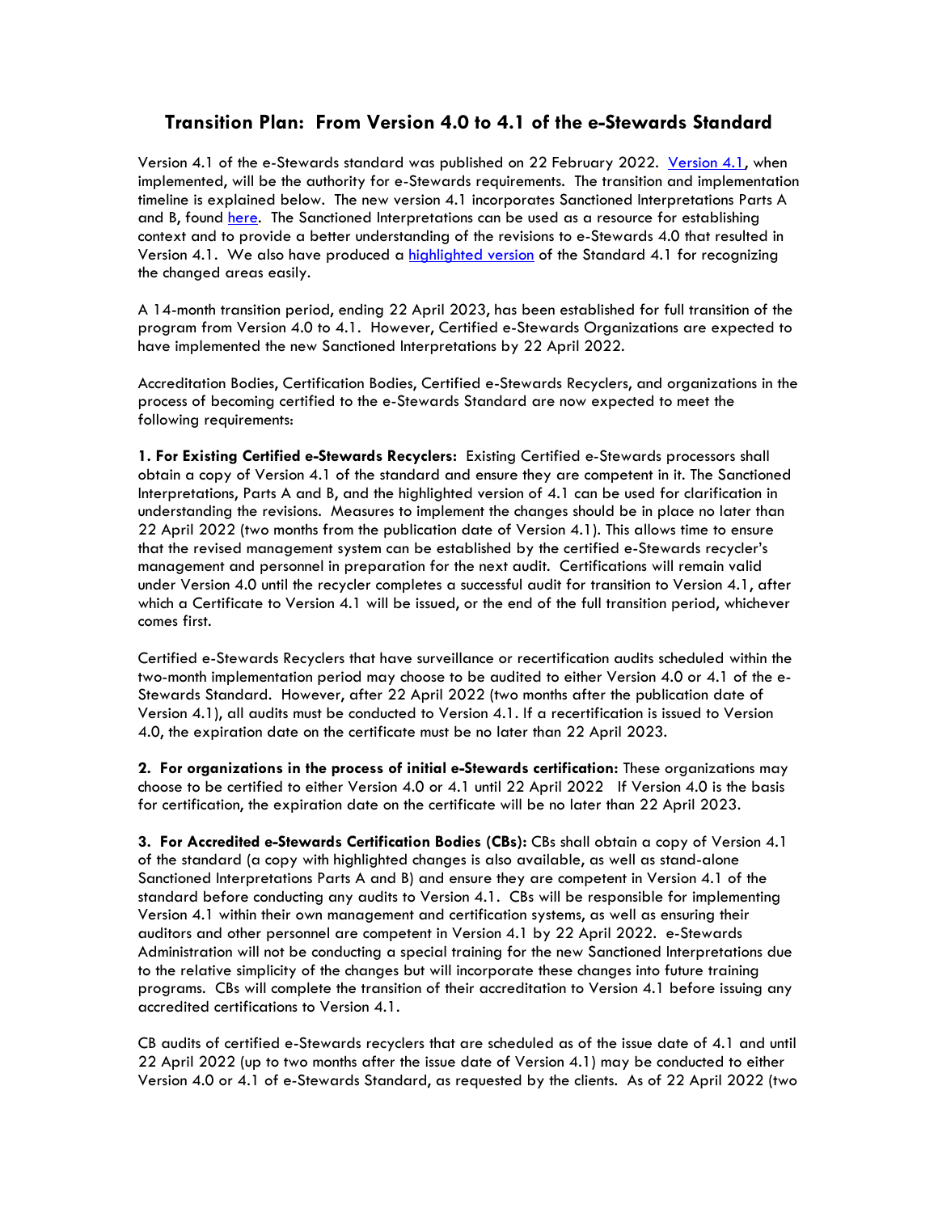# Transition Plan: From Version 4.0 to 4.1 of the e-Stewards Standard

Version 4.1 of the e-Stewards standard was published on 22 February 2022. [Version 4.1](), when implemented, will be the authority for e-Stewards requirements. The transition and implementation timeline is explained below. The new version 4.1 incorporates Sanctioned Interpretations Parts A and B, found [here](). The Sanctioned Interpretations can be used as a resource for establishing context and to provide a better understanding of the revisions to e-Stewards 4.0 that resulted in Version 4.1. We also have produced a [highlighted version]() of the Standard 4.1 for recognizing the changed areas easily.

A 14-month transition period, ending 22 April 2023, has been established for full transition of the program from Version 4.0 to 4.1. However, Certified e-Stewards Organizations are expected to have implemented the new Sanctioned Interpretations by 22 April 2022.

Accreditation Bodies, Certification Bodies, Certified e-Stewards Recyclers, and organizations in the process of becoming certified to the e-Stewards Standard are now expected to meet the following requirements:

**1. For Existing Certified e-Stewards Recyclers:** Existing Certified e-Stewards processors shall obtain a copy of Version 4.1 of the standard and ensure they are competent in it. The Sanctioned Interpretations, Parts A and B, and the highlighted version of 4.1 can be used for clarification in understanding the revisions. Measures to implement the changes should be in place no later than 22 April 2022 (two months from the publication date of Version 4.1). This allows time to ensure that the revised management system can be established by the certified e-Stewards recycler's management and personnel in preparation for the next audit. Certifications will remain valid under Version 4.0 until the recycler completes a successful audit for transition to Version 4.1, after which a Certificate to Version 4.1 will be issued, or the end of the full transition period, whichever comes first.

Certified e-Stewards Recyclers that have surveillance or recertification audits scheduled within the two-month implementation period may choose to be audited to either Version 4.0 or 4.1 of the e-Stewards Standard. However, after 22 April 2022 (two months after the publication date of Version 4.1), all audits must be conducted to Version 4.1. If a recertification is issued to Version 4.0, the expiration date on the certificate must be no later than 22 April 2023.

**2. For organizations in the process of initial e-Stewards certification:** These organizations may choose to be certified to either Version 4.0 or 4.1 until 22 April 2022 If Version 4.0 is the basis for certification, the expiration date on the certificate will be no later than 22 April 2023.

**3. For Accredited e-Stewards Certification Bodies (CBs):** CBs shall obtain a copy of Version 4.1 of the standard (a copy with highlighted changes is also available, as well as stand-alone Sanctioned Interpretations Parts A and B) and ensure they are competent in Version 4.1 of the standard before conducting any audits to Version 4.1. CBs will be responsible for implementing Version 4.1 within their own management and certification systems, as well as ensuring their auditors and other personnel are competent in Version 4.1 by 22 April 2022. e-Stewards Administration will not be conducting a special training for the new Sanctioned Interpretations due to the relative simplicity of the changes but will incorporate these changes into future training programs. CBs will complete the transition of their accreditation to Version 4.1 before issuing any accredited certifications to Version 4.1.

CB audits of certified e-Stewards recyclers that are scheduled as of the issue date of 4.1 and until 22 April 2022 (up to two months after the issue date of Version 4.1) may be conducted to either Version 4.0 or 4.1 of e-Stewards Standard, as requested by the clients. As of 22 April 2022 (two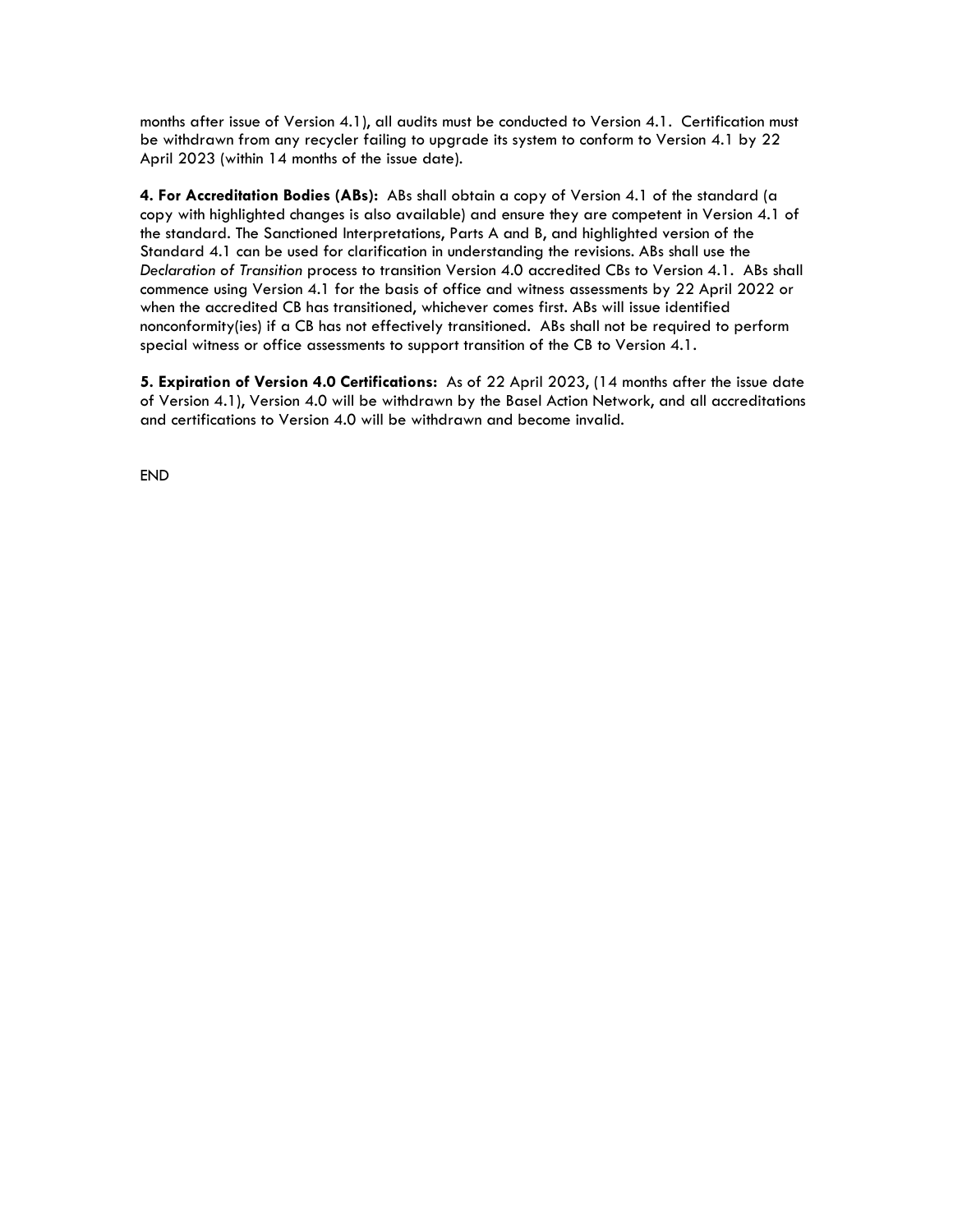months after issue of Version 4.1), all audits must be conducted to Version 4.1. Certification must be withdrawn from any recycler failing to upgrade its system to conform to Version 4.1 by 22 April 2023 (within 14 months of the issue date).

**4. For Accreditation Bodies (ABs):** ABs shall obtain a copy of Version 4.1 of the standard (a copy with highlighted changes is also available) and ensure they are competent in Version 4.1 of the standard. The Sanctioned Interpretations, Parts A and B, and highlighted version of the Standard 4.1 can be used for clarification in understanding the revisions. ABs shall use the *Declaration of Transition* process to transition Version 4.0 accredited CBs to Version 4.1. ABs shall commence using Version 4.1 for the basis of office and witness assessments by 22 April 2022 or when the accredited CB has transitioned, whichever comes first. ABs will issue identified nonconformity(ies) if a CB has not effectively transitioned. ABs shall not be required to perform special witness or office assessments to support transition of the CB to Version 4.1.

**5. Expiration of Version 4.0 Certifications:** As of 22 April 2023, (14 months after the issue date of Version 4.1), Version 4.0 will be withdrawn by the Basel Action Network, and all accreditations and certifications to Version 4.0 will be withdrawn and become invalid.

END